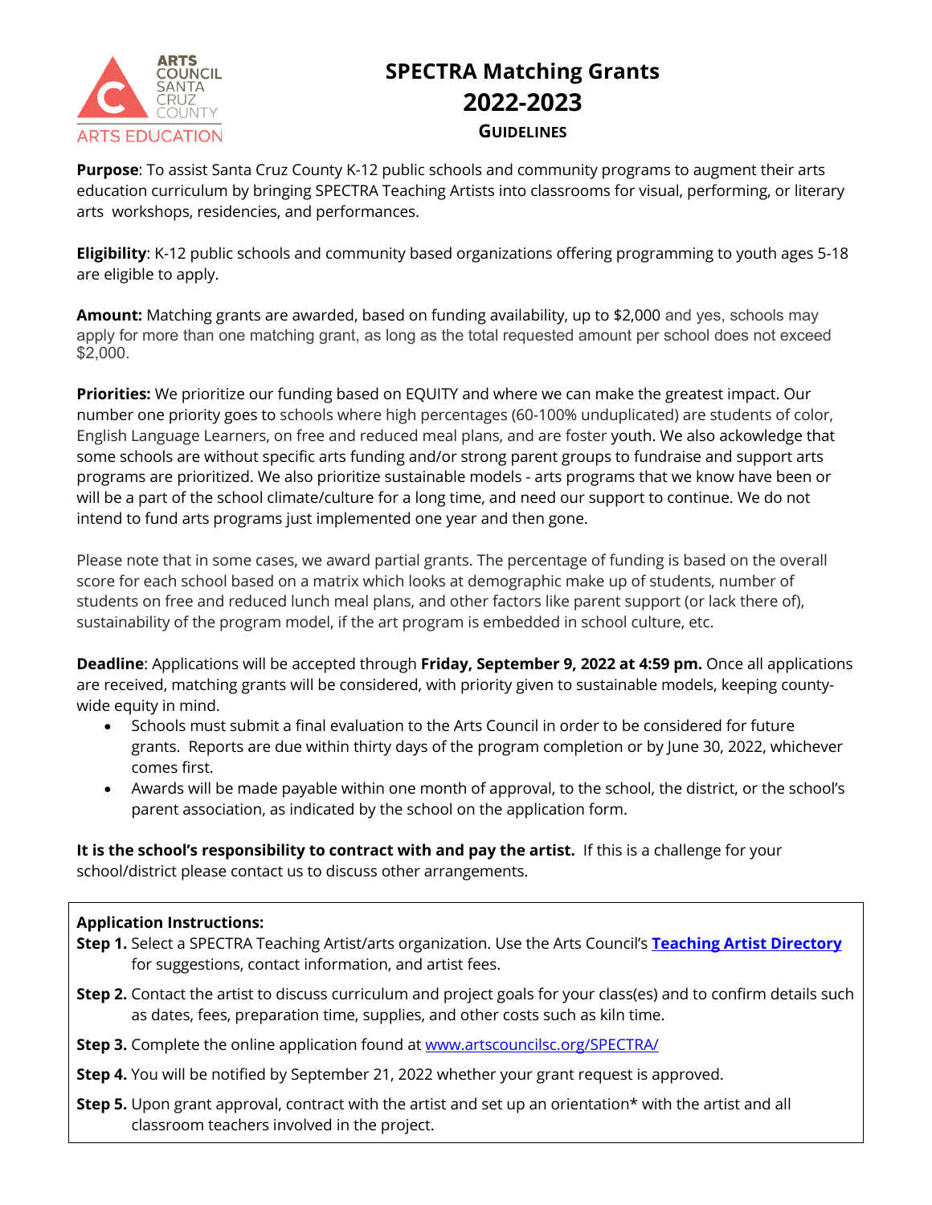# SPECTRA Matching Grants
# 2022-2023
### GUIDELINES

**Purpose**: To assist Santa Cruz County K-12 public schools and community programs to augment their arts education curriculum by bringing SPECTRA Teaching Artists into classrooms for visual, performing, or literary arts workshops, residencies, and performances.

**Eligibility**: K-12 public schools and community based organizations offering programming to youth ages 5-18 are eligible to apply.

**Amount:** Matching grants are awarded, based on funding availability, up to $2,000 and yes, schools may apply for more than one matching grant, as long as the total requested amount per school does not exceed $2,000.

**Priorities:** We prioritize our funding based on EQUITY and where we can make the greatest impact. Our number one priority goes to schools where high percentages (60-100% unduplicated) are students of color, English Language Learners, on free and reduced meal plans, and are foster youth. We also ackowledge that some schools are without specific arts funding and/or strong parent groups to fundraise and support arts programs are prioritized. We also prioritize sustainable models - arts programs that we know have been or will be a part of the school climate/culture for a long time, and need our support to continue. We do not intend to fund arts programs just implemented one year and then gone.

Please note that in some cases, we award partial grants. The percentage of funding is based on the overall score for each school based on a matrix which looks at demographic make up of students, number of students on free and reduced lunch meal plans, and other factors like parent support (or lack there of), sustainability of the program model, if the art program is embedded in school culture, etc.

**Deadline**: Applications will be accepted through **Friday, September 9, 2022 at 4:59 pm.** Once all applications are received, matching grants will be considered, with priority given to sustainable models, keeping county-wide equity in mind.

- Schools must submit a final evaluation to the Arts Council in order to be considered for future grants. Reports are due within thirty days of the program completion or by June 30, 2022, whichever comes first.
- Awards will be made payable within one month of approval, to the school, the district, or the school's parent association, as indicated by the school on the application form.

**It is the school's responsibility to contract with and pay the artist.** If this is a challenge for your school/district please contact us to discuss other arrangements.

**Application Instructions:**

**Step 1.** Select a SPECTRA Teaching Artist/arts organization. Use the Arts Council's **Teaching Artist Directory** for suggestions, contact information, and artist fees.

**Step 2.** Contact the artist to discuss curriculum and project goals for your class(es) and to confirm details such as dates, fees, preparation time, supplies, and other costs such as kiln time.

**Step 3.** Complete the online application found at www.artscouncilsc.org/SPECTRA/

**Step 4.** You will be notified by September 21, 2022 whether your grant request is approved.

**Step 5.** Upon grant approval, contract with the artist and set up an orientation* with the artist and all classroom teachers involved in the project.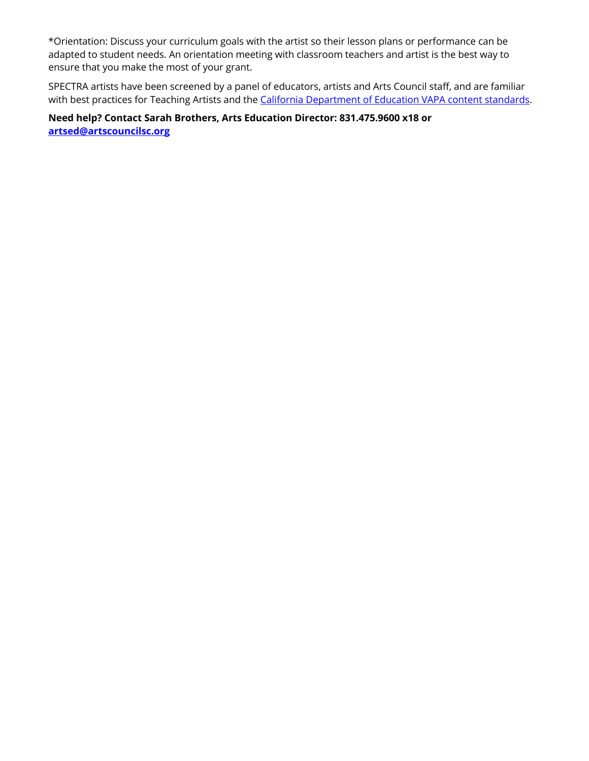*Orientation: Discuss your curriculum goals with the artist so their lesson plans or performance can be adapted to student needs. An orientation meeting with classroom teachers and artist is the best way to ensure that you make the most of your grant.

SPECTRA artists have been screened by a panel of educators, artists and Arts Council staff, and are familiar with best practices for Teaching Artists and the California Department of Education VAPA content standards.

**Need help? Contact Sarah Brothers, Arts Education Director: 831.475.9600 x18 or artsed@artscouncilsc.org**